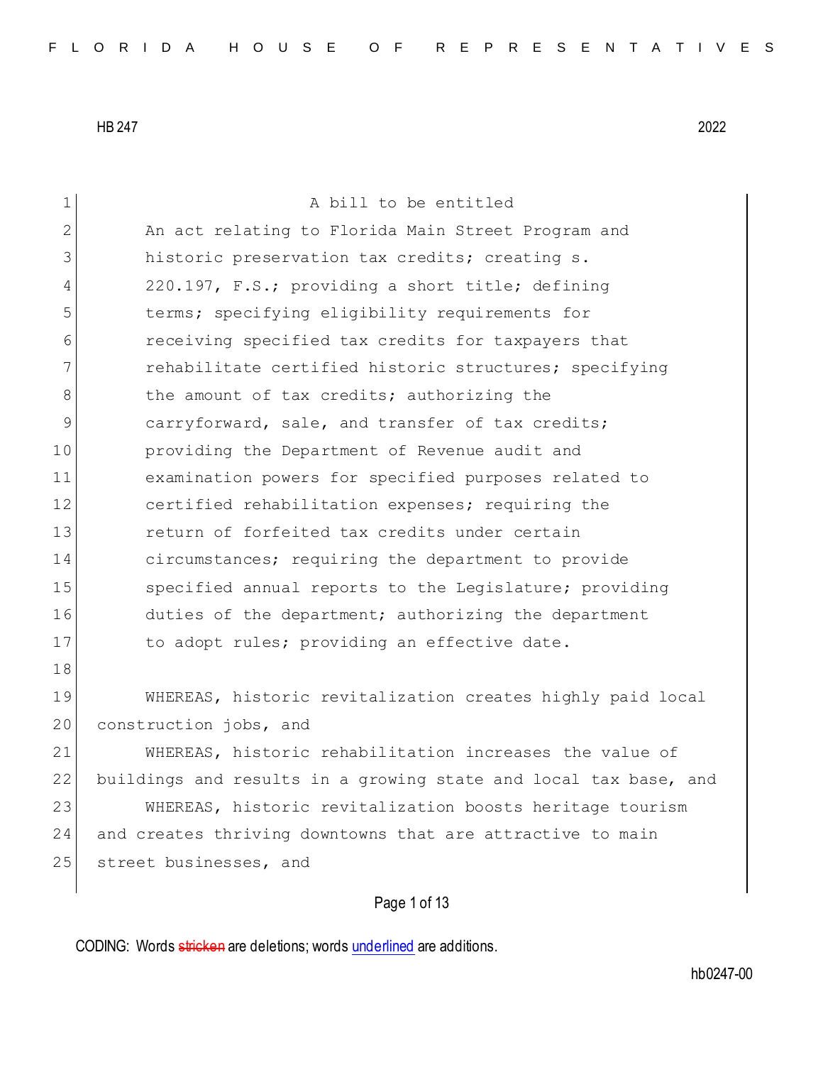HB 247 2022

A bill to be entitled

An act relating to Florida Main Street Program and historic preservation tax credits; creating s. 220.197, F.S.; providing a short title; defining terms; specifying eligibility requirements for receiving specified tax credits for taxpayers that rehabilitate certified historic structures; specifying the amount of tax credits; authorizing the carryforward, sale, and transfer of tax credits; providing the Department of Revenue audit and examination powers for specified purposes related to certified rehabilitation expenses; requiring the return of forfeited tax credits under certain circumstances; requiring the department to provide specified annual reports to the Legislature; providing duties of the department; authorizing the department to adopt rules; providing an effective date.

WHEREAS, historic revitalization creates highly paid local construction jobs, and

WHEREAS, historic rehabilitation increases the value of buildings and results in a growing state and local tax base, and

WHEREAS, historic revitalization boosts heritage tourism and creates thriving downtowns that are attractive to main street businesses, and

CODING: Words ~~stricken~~ are deletions; words underlined are additions.

hb0247-00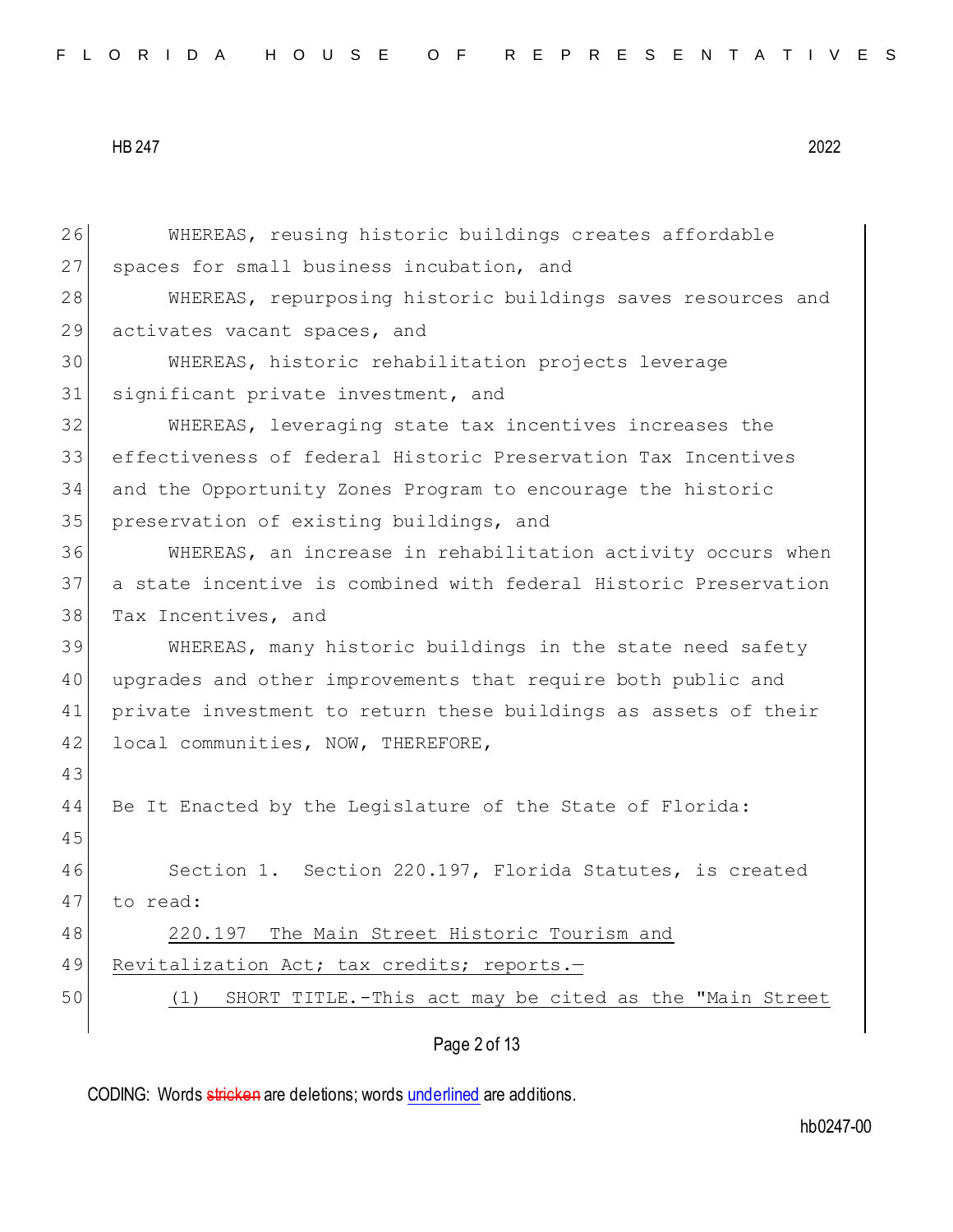WHEREAS, reusing historic buildings creates affordable spaces for small business incubation, and

WHEREAS, repurposing historic buildings saves resources and activates vacant spaces, and

WHEREAS, historic rehabilitation projects leverage significant private investment, and

WHEREAS, leveraging state tax incentives increases the effectiveness of federal Historic Preservation Tax Incentives and the Opportunity Zones Program to encourage the historic preservation of existing buildings, and

WHEREAS, an increase in rehabilitation activity occurs when a state incentive is combined with federal Historic Preservation Tax Incentives, and

WHEREAS, many historic buildings in the state need safety upgrades and other improvements that require both public and private investment to return these buildings as assets of their local communities, NOW, THEREFORE,

Be It Enacted by the Legislature of the State of Florida:

Section 1. Section 220.197, Florida Statutes, is created to read:

220.197 The Main Street Historic Tourism and Revitalization Act; tax credits; reports.—

(1) SHORT TITLE.-This act may be cited as the "Main Street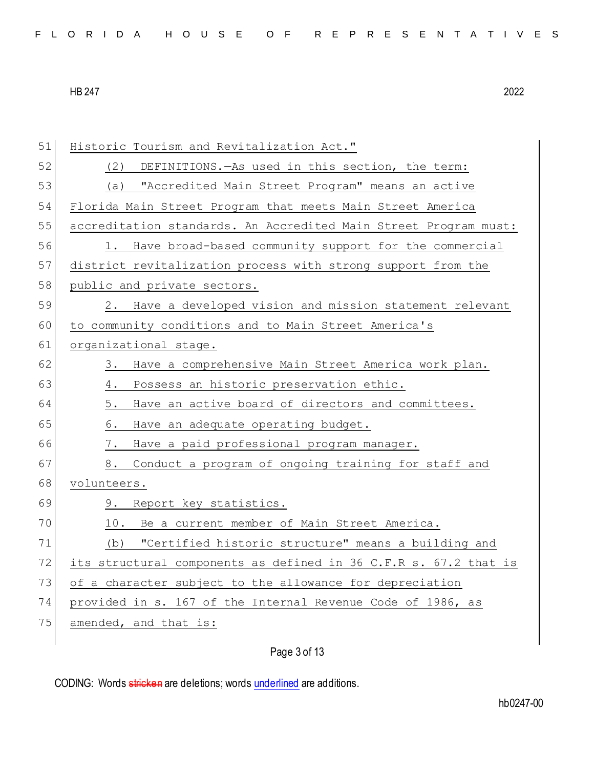Historic Tourism and Revitalization Act."

(2) DEFINITIONS.—As used in this section, the term:

(a) "Accredited Main Street Program" means an active Florida Main Street Program that meets Main Street America accreditation standards. An Accredited Main Street Program must:

1. Have broad-based community support for the commercial district revitalization process with strong support from the public and private sectors.

2. Have a developed vision and mission statement relevant to community conditions and to Main Street America's organizational stage.

3. Have a comprehensive Main Street America work plan.

4. Possess an historic preservation ethic.

5. Have an active board of directors and committees.

6. Have an adequate operating budget.

7. Have a paid professional program manager.

8. Conduct a program of ongoing training for staff and volunteers.

9. Report key statistics.

10. Be a current member of Main Street America.

(b) "Certified historic structure" means a building and its structural components as defined in 36 C.F.R s. 67.2 that is of a character subject to the allowance for depreciation provided in s. 167 of the Internal Revenue Code of 1986, as amended, and that is: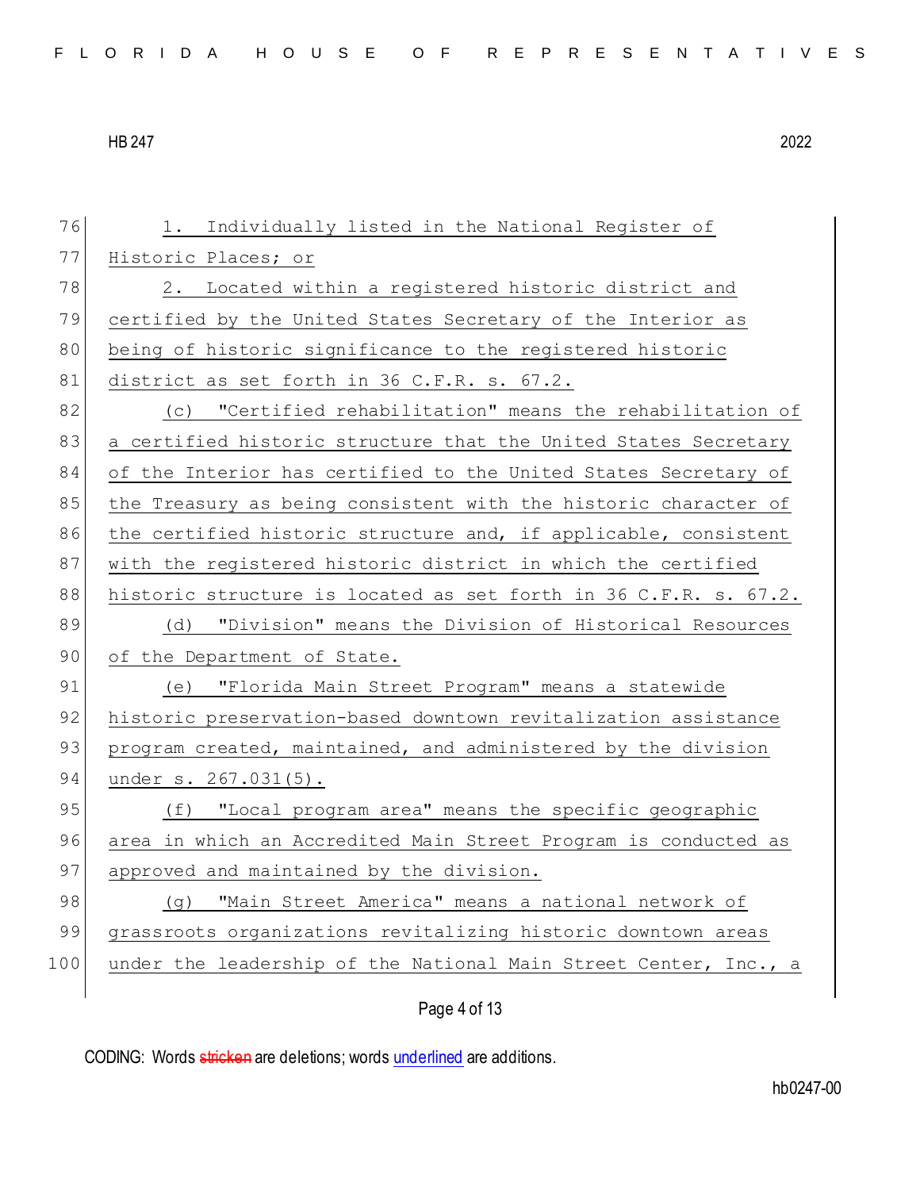1. Individually listed in the National Register of Historic Places; or

2. Located within a registered historic district and certified by the United States Secretary of the Interior as being of historic significance to the registered historic district as set forth in 36 C.F.R. s. 67.2.

(c) "Certified rehabilitation" means the rehabilitation of a certified historic structure that the United States Secretary of the Interior has certified to the United States Secretary of the Treasury as being consistent with the historic character of the certified historic structure and, if applicable, consistent with the registered historic district in which the certified historic structure is located as set forth in 36 C.F.R. s. 67.2.

(d) "Division" means the Division of Historical Resources of the Department of State.

(e) "Florida Main Street Program" means a statewide historic preservation-based downtown revitalization assistance program created, maintained, and administered by the division under s. 267.031(5).

(f) "Local program area" means the specific geographic area in which an Accredited Main Street Program is conducted as approved and maintained by the division.

(g) "Main Street America" means a national network of grassroots organizations revitalizing historic downtown areas under the leadership of the National Main Street Center, Inc., a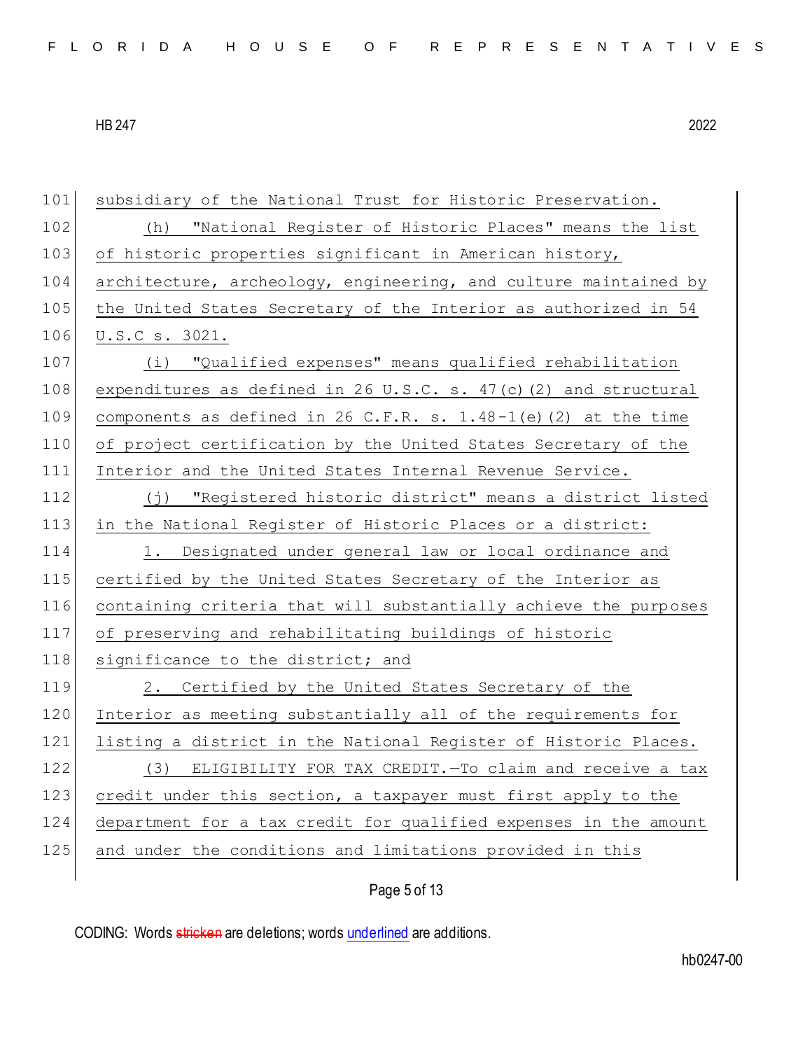subsidiary of the National Trust for Historic Preservation.

(h) "National Register of Historic Places" means the list of historic properties significant in American history, architecture, archeology, engineering, and culture maintained by the United States Secretary of the Interior as authorized in 54 U.S.C s. 3021.

(i) "Qualified expenses" means qualified rehabilitation expenditures as defined in 26 U.S.C. s. 47(c)(2) and structural components as defined in 26 C.F.R. s. 1.48-1(e)(2) at the time of project certification by the United States Secretary of the Interior and the United States Internal Revenue Service.

(j) "Registered historic district" means a district listed in the National Register of Historic Places or a district:

1. Designated under general law or local ordinance and certified by the United States Secretary of the Interior as containing criteria that will substantially achieve the purposes of preserving and rehabilitating buildings of historic significance to the district; and

2. Certified by the United States Secretary of the Interior as meeting substantially all of the requirements for listing a district in the National Register of Historic Places.

(3) ELIGIBILITY FOR TAX CREDIT.—To claim and receive a tax credit under this section, a taxpayer must first apply to the department for a tax credit for qualified expenses in the amount and under the conditions and limitations provided in this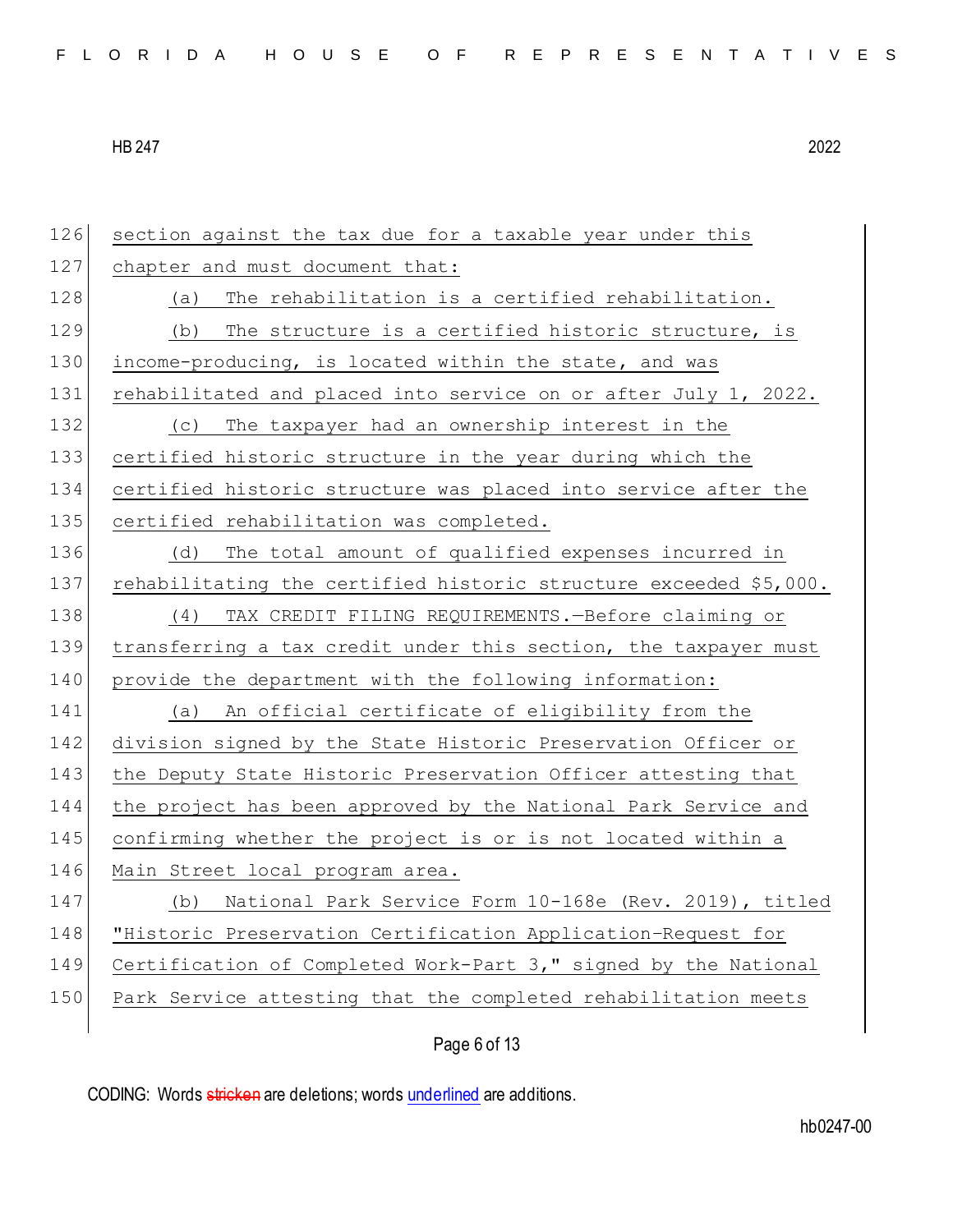section against the tax due for a taxable year under this chapter and must document that:

(a) The rehabilitation is a certified rehabilitation.

(b) The structure is a certified historic structure, is income-producing, is located within the state, and was rehabilitated and placed into service on or after July 1, 2022.

(c) The taxpayer had an ownership interest in the certified historic structure in the year during which the certified historic structure was placed into service after the certified rehabilitation was completed.

(d) The total amount of qualified expenses incurred in rehabilitating the certified historic structure exceeded $5,000.

(4) TAX CREDIT FILING REQUIREMENTS.—Before claiming or transferring a tax credit under this section, the taxpayer must provide the department with the following information:

(a) An official certificate of eligibility from the division signed by the State Historic Preservation Officer or the Deputy State Historic Preservation Officer attesting that the project has been approved by the National Park Service and confirming whether the project is or is not located within a Main Street local program area.

(b) National Park Service Form 10-168e (Rev. 2019), titled "Historic Preservation Certification Application-Request for Certification of Completed Work-Part 3," signed by the National Park Service attesting that the completed rehabilitation meets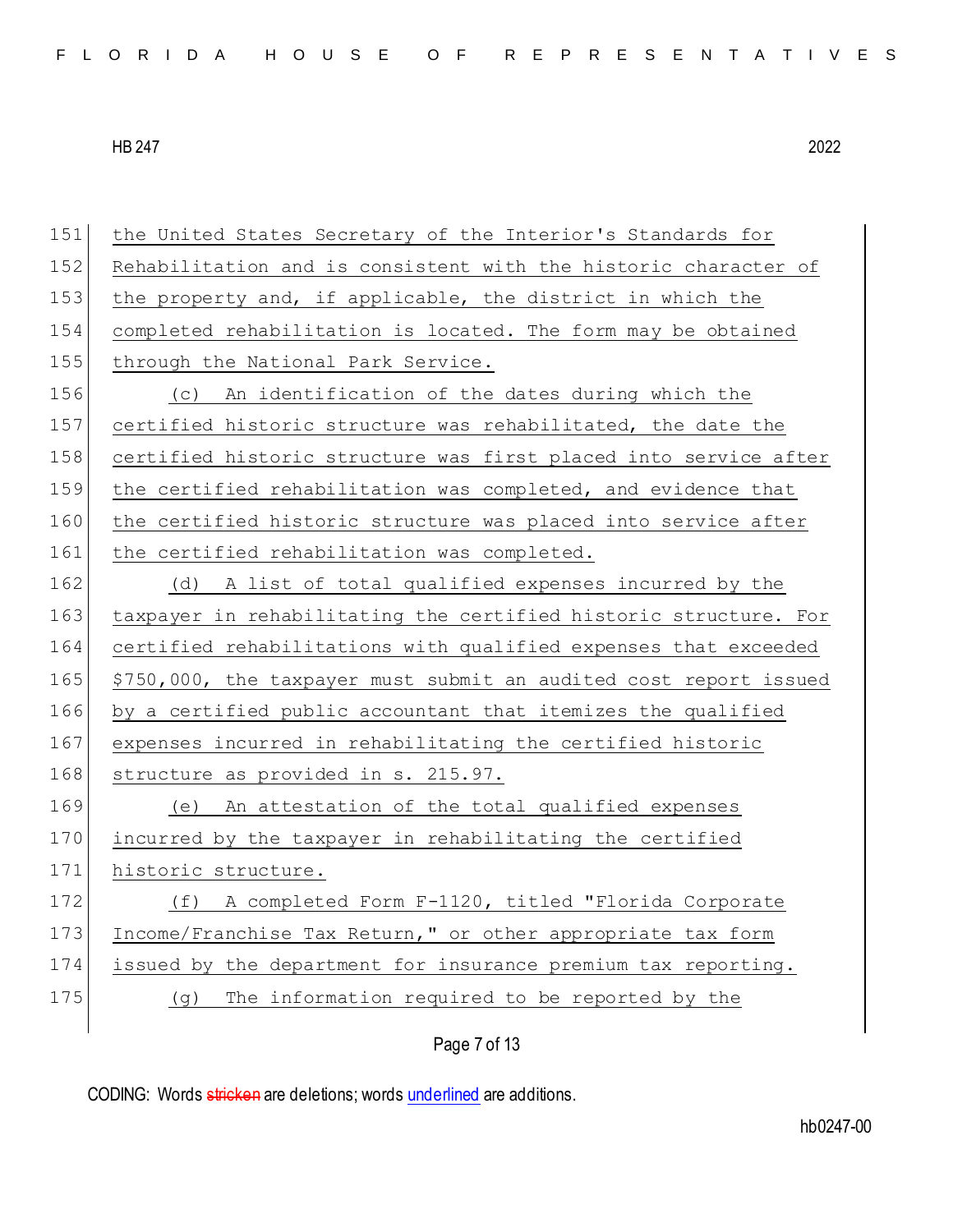the United States Secretary of the Interior's Standards for Rehabilitation and is consistent with the historic character of the property and, if applicable, the district in which the completed rehabilitation is located. The form may be obtained through the National Park Service.

(c) An identification of the dates during which the certified historic structure was rehabilitated, the date the certified historic structure was first placed into service after the certified rehabilitation was completed, and evidence that the certified historic structure was placed into service after the certified rehabilitation was completed.

(d) A list of total qualified expenses incurred by the taxpayer in rehabilitating the certified historic structure. For certified rehabilitations with qualified expenses that exceeded $750,000, the taxpayer must submit an audited cost report issued by a certified public accountant that itemizes the qualified expenses incurred in rehabilitating the certified historic structure as provided in s. 215.97.

(e) An attestation of the total qualified expenses incurred by the taxpayer in rehabilitating the certified historic structure.

(f) A completed Form F-1120, titled "Florida Corporate Income/Franchise Tax Return," or other appropriate tax form issued by the department for insurance premium tax reporting.

(g) The information required to be reported by the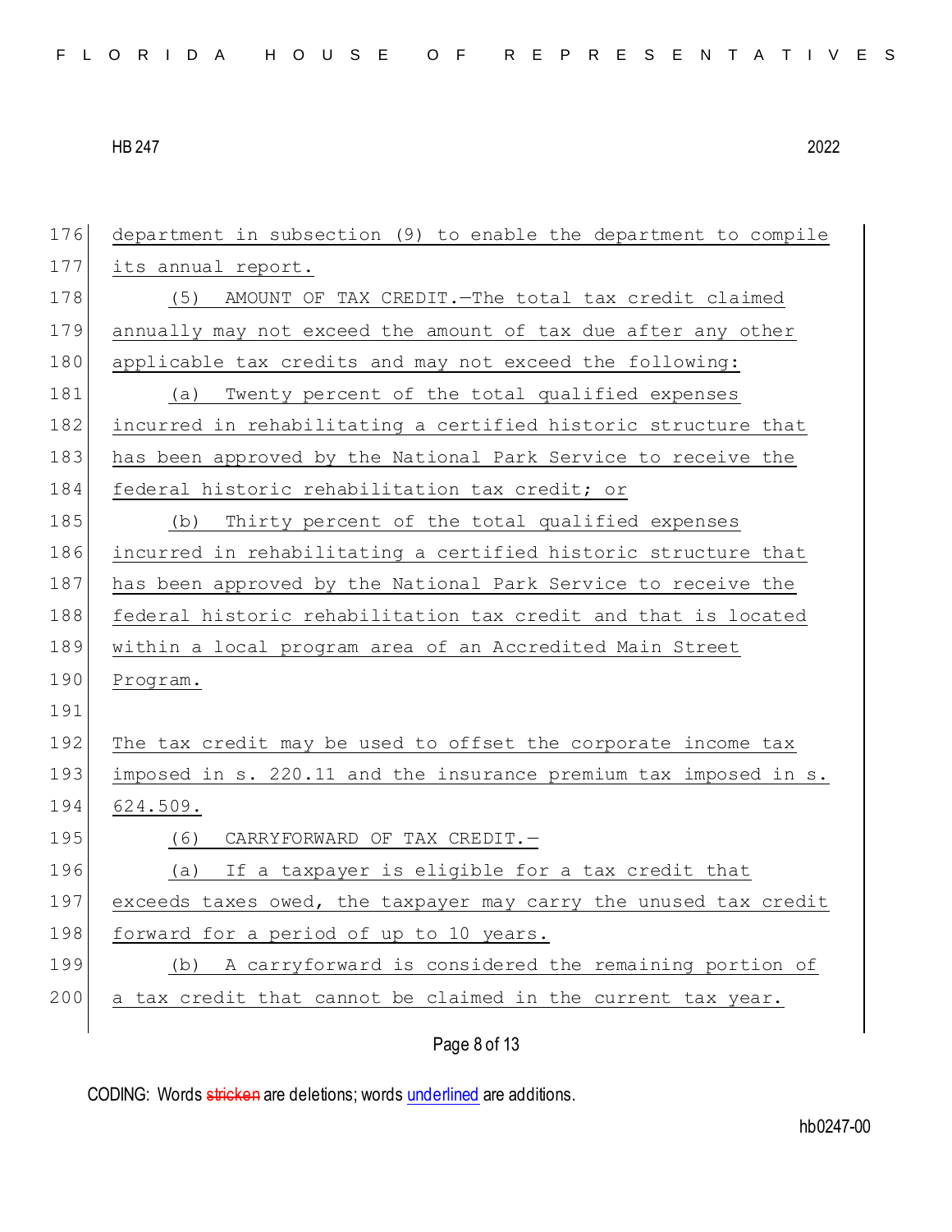department in subsection (9) to enable the department to compile its annual report.

(5) AMOUNT OF TAX CREDIT.—The total tax credit claimed annually may not exceed the amount of tax due after any other applicable tax credits and may not exceed the following:

(a) Twenty percent of the total qualified expenses incurred in rehabilitating a certified historic structure that has been approved by the National Park Service to receive the federal historic rehabilitation tax credit; or

(b) Thirty percent of the total qualified expenses incurred in rehabilitating a certified historic structure that has been approved by the National Park Service to receive the federal historic rehabilitation tax credit and that is located within a local program area of an Accredited Main Street Program.

The tax credit may be used to offset the corporate income tax imposed in s. 220.11 and the insurance premium tax imposed in s. 624.509.

(6) CARRYFORWARD OF TAX CREDIT.—

(a) If a taxpayer is eligible for a tax credit that exceeds taxes owed, the taxpayer may carry the unused tax credit forward for a period of up to 10 years.

(b) A carryforward is considered the remaining portion of a tax credit that cannot be claimed in the current tax year.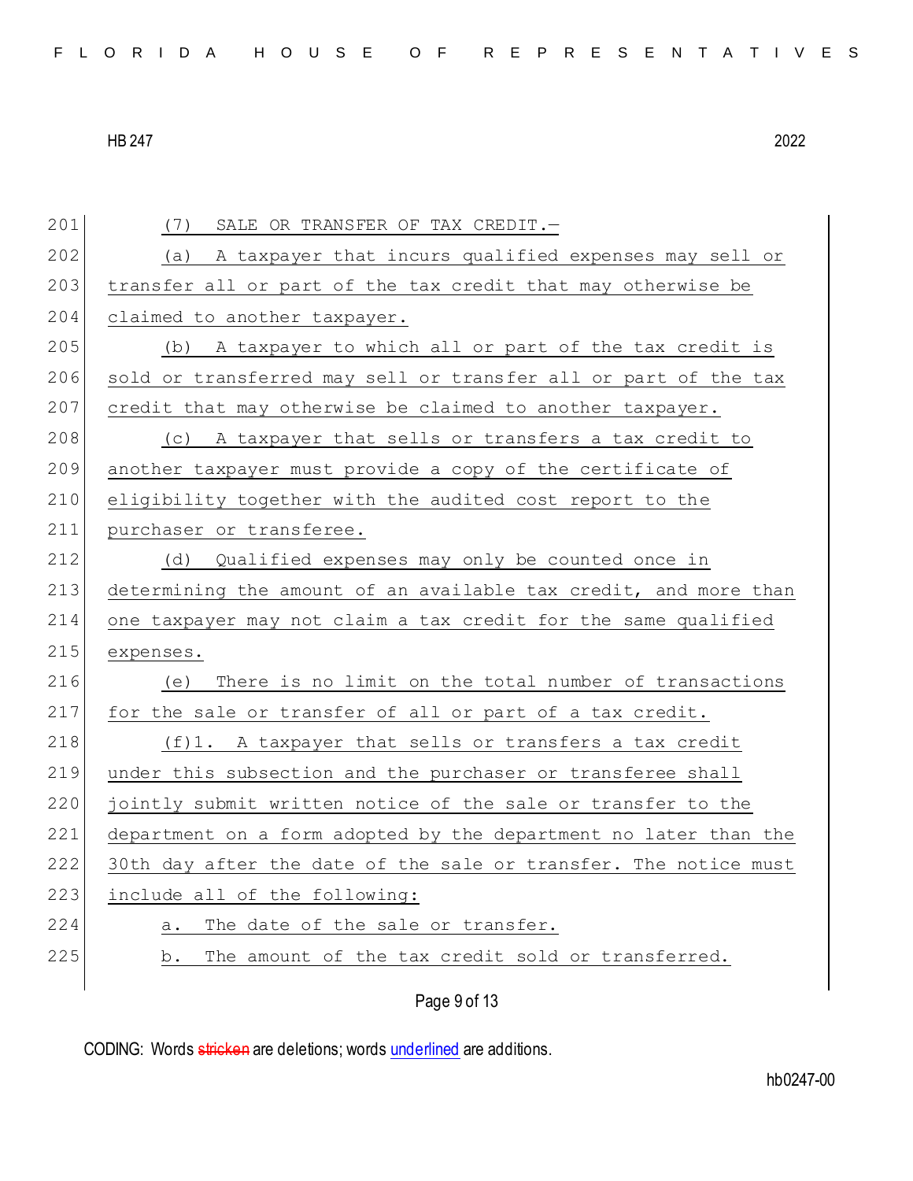(7) SALE OR TRANSFER OF TAX CREDIT.—

(a) A taxpayer that incurs qualified expenses may sell or transfer all or part of the tax credit that may otherwise be claimed to another taxpayer.

(b) A taxpayer to which all or part of the tax credit is sold or transferred may sell or transfer all or part of the tax credit that may otherwise be claimed to another taxpayer.

(c) A taxpayer that sells or transfers a tax credit to another taxpayer must provide a copy of the certificate of eligibility together with the audited cost report to the purchaser or transferee.

(d) Qualified expenses may only be counted once in determining the amount of an available tax credit, and more than one taxpayer may not claim a tax credit for the same qualified expenses.

(e) There is no limit on the total number of transactions for the sale or transfer of all or part of a tax credit.

(f)1. A taxpayer that sells or transfers a tax credit under this subsection and the purchaser or transferee shall jointly submit written notice of the sale or transfer to the department on a form adopted by the department no later than the 30th day after the date of the sale or transfer. The notice must include all of the following:

a. The date of the sale or transfer.

b. The amount of the tax credit sold or transferred.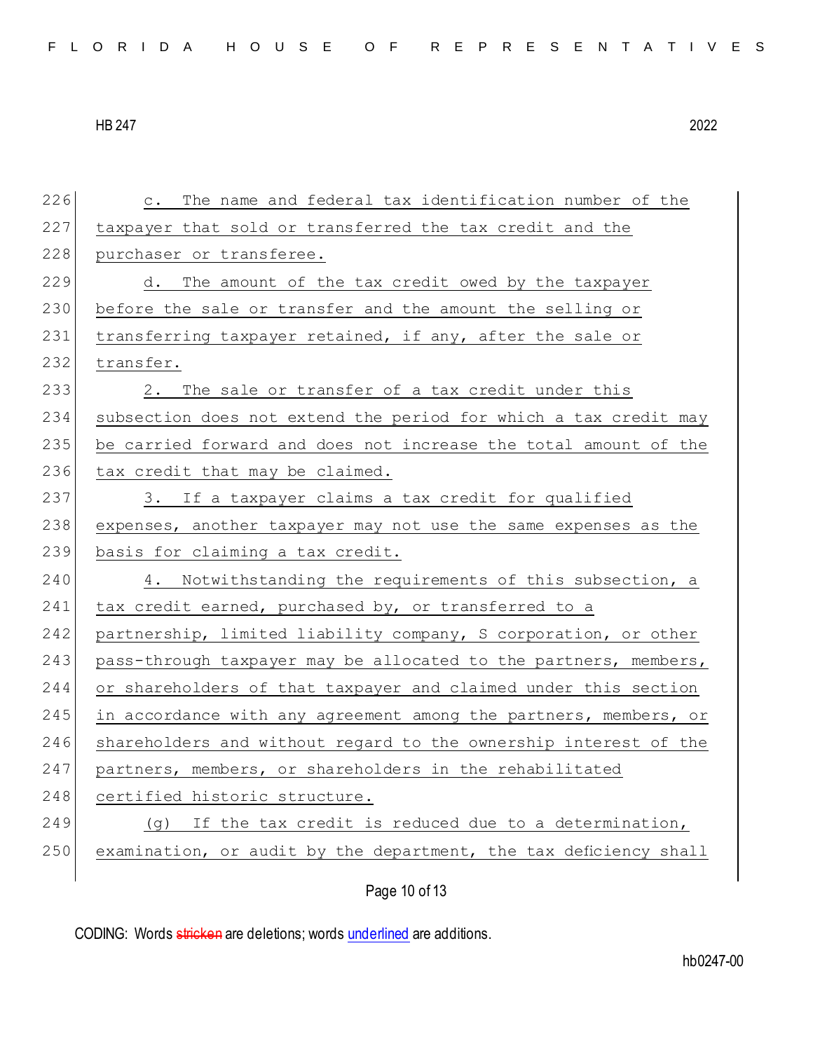c. The name and federal tax identification number of the taxpayer that sold or transferred the tax credit and the purchaser or transferee.

d. The amount of the tax credit owed by the taxpayer before the sale or transfer and the amount the selling or transferring taxpayer retained, if any, after the sale or transfer.

2. The sale or transfer of a tax credit under this subsection does not extend the period for which a tax credit may be carried forward and does not increase the total amount of the tax credit that may be claimed.

3. If a taxpayer claims a tax credit for qualified expenses, another taxpayer may not use the same expenses as the basis for claiming a tax credit.

4. Notwithstanding the requirements of this subsection, a tax credit earned, purchased by, or transferred to a partnership, limited liability company, S corporation, or other pass-through taxpayer may be allocated to the partners, members, or shareholders of that taxpayer and claimed under this section in accordance with any agreement among the partners, members, or shareholders and without regard to the ownership interest of the partners, members, or shareholders in the rehabilitated certified historic structure.

(g) If the tax credit is reduced due to a determination, examination, or audit by the department, the tax deficiency shall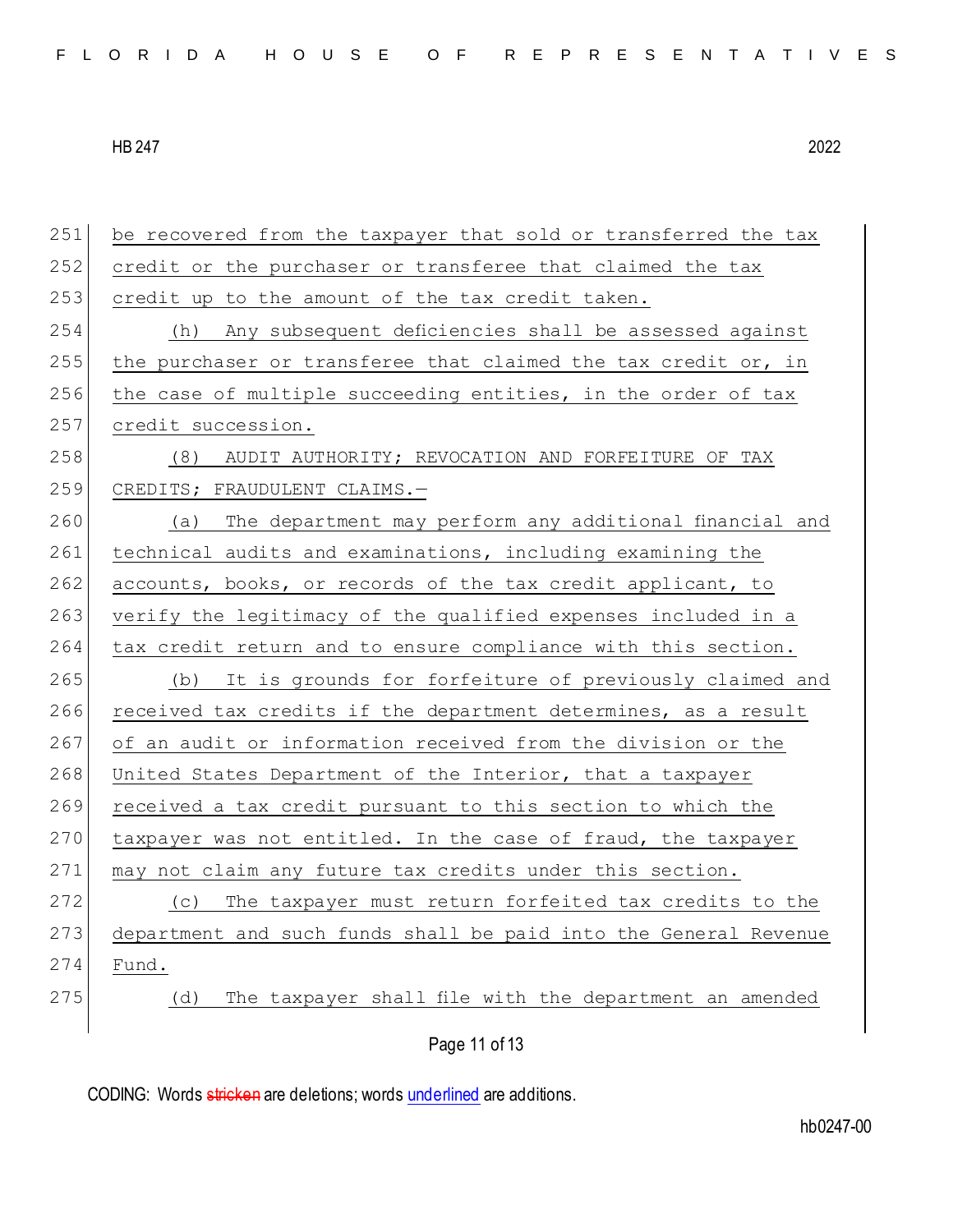be recovered from the taxpayer that sold or transferred the tax credit or the purchaser or transferee that claimed the tax credit up to the amount of the tax credit taken.

(h) Any subsequent deficiencies shall be assessed against the purchaser or transferee that claimed the tax credit or, in the case of multiple succeeding entities, in the order of tax credit succession.

(8) AUDIT AUTHORITY; REVOCATION AND FORFEITURE OF TAX CREDITS; FRAUDULENT CLAIMS.—

(a) The department may perform any additional financial and technical audits and examinations, including examining the accounts, books, or records of the tax credit applicant, to verify the legitimacy of the qualified expenses included in a tax credit return and to ensure compliance with this section.

(b) It is grounds for forfeiture of previously claimed and received tax credits if the department determines, as a result of an audit or information received from the division or the United States Department of the Interior, that a taxpayer received a tax credit pursuant to this section to which the taxpayer was not entitled. In the case of fraud, the taxpayer may not claim any future tax credits under this section.

(c) The taxpayer must return forfeited tax credits to the department and such funds shall be paid into the General Revenue Fund.

(d) The taxpayer shall file with the department an amended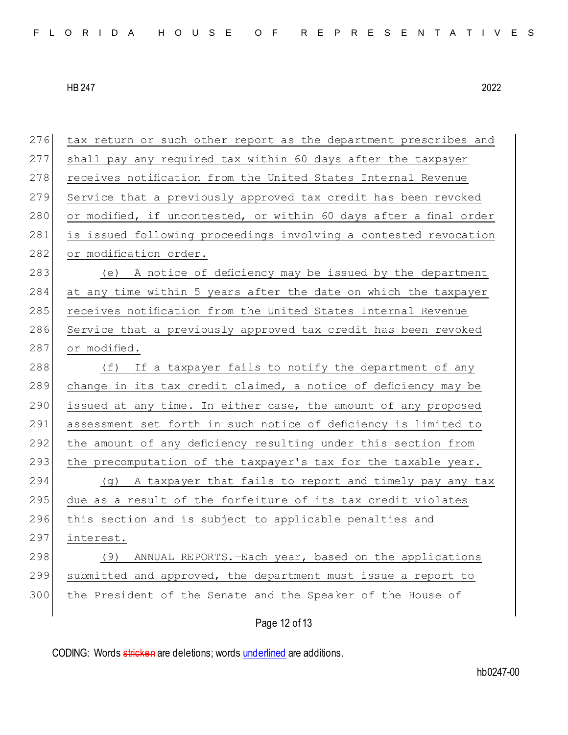tax return or such other report as the department prescribes and shall pay any required tax within 60 days after the taxpayer receives notification from the United States Internal Revenue Service that a previously approved tax credit has been revoked or modified, if uncontested, or within 60 days after a final order is issued following proceedings involving a contested revocation or modification order.

(e) A notice of deficiency may be issued by the department at any time within 5 years after the date on which the taxpayer receives notification from the United States Internal Revenue Service that a previously approved tax credit has been revoked or modified.

(f) If a taxpayer fails to notify the department of any change in its tax credit claimed, a notice of deficiency may be issued at any time. In either case, the amount of any proposed assessment set forth in such notice of deficiency is limited to the amount of any deficiency resulting under this section from the precomputation of the taxpayer's tax for the taxable year.

(g) A taxpayer that fails to report and timely pay any tax due as a result of the forfeiture of its tax credit violates this section and is subject to applicable penalties and interest.

(9) ANNUAL REPORTS.—Each year, based on the applications submitted and approved, the department must issue a report to the President of the Senate and the Speaker of the House of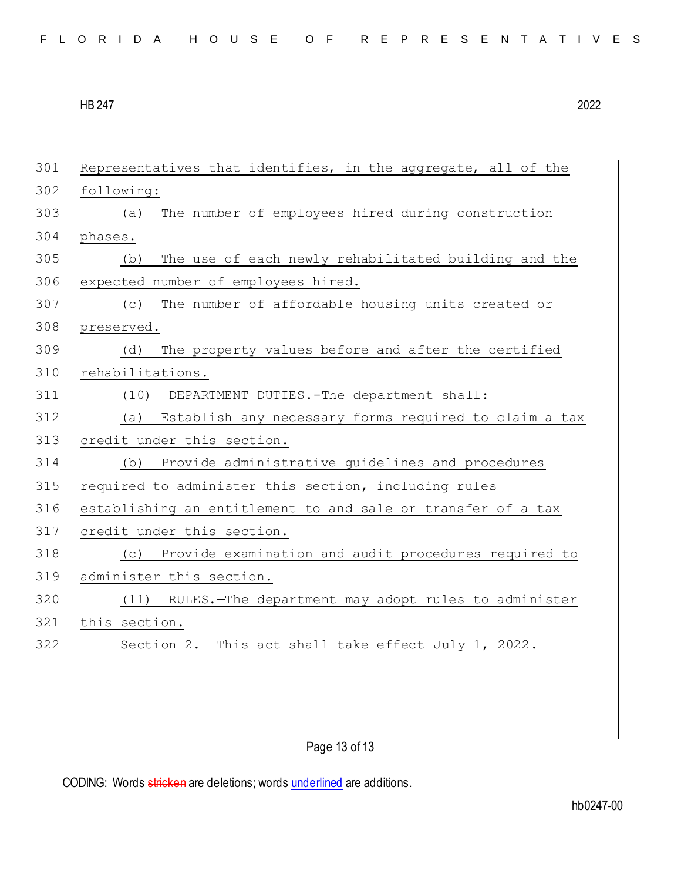Representatives that identifies, in the aggregate, all of the following:

(a) The number of employees hired during construction phases.

(b) The use of each newly rehabilitated building and the expected number of employees hired.

(c) The number of affordable housing units created or preserved.

(d) The property values before and after the certified rehabilitations.

(10) DEPARTMENT DUTIES.-The department shall:

(a) Establish any necessary forms required to claim a tax credit under this section.

(b) Provide administrative guidelines and procedures required to administer this section, including rules establishing an entitlement to and sale or transfer of a tax credit under this section.

(c) Provide examination and audit procedures required to administer this section.

(11) RULES.—The department may adopt rules to administer this section.

Section 2. This act shall take effect July 1, 2022.

CODING: Words stricken are deletions; words underlined are additions.